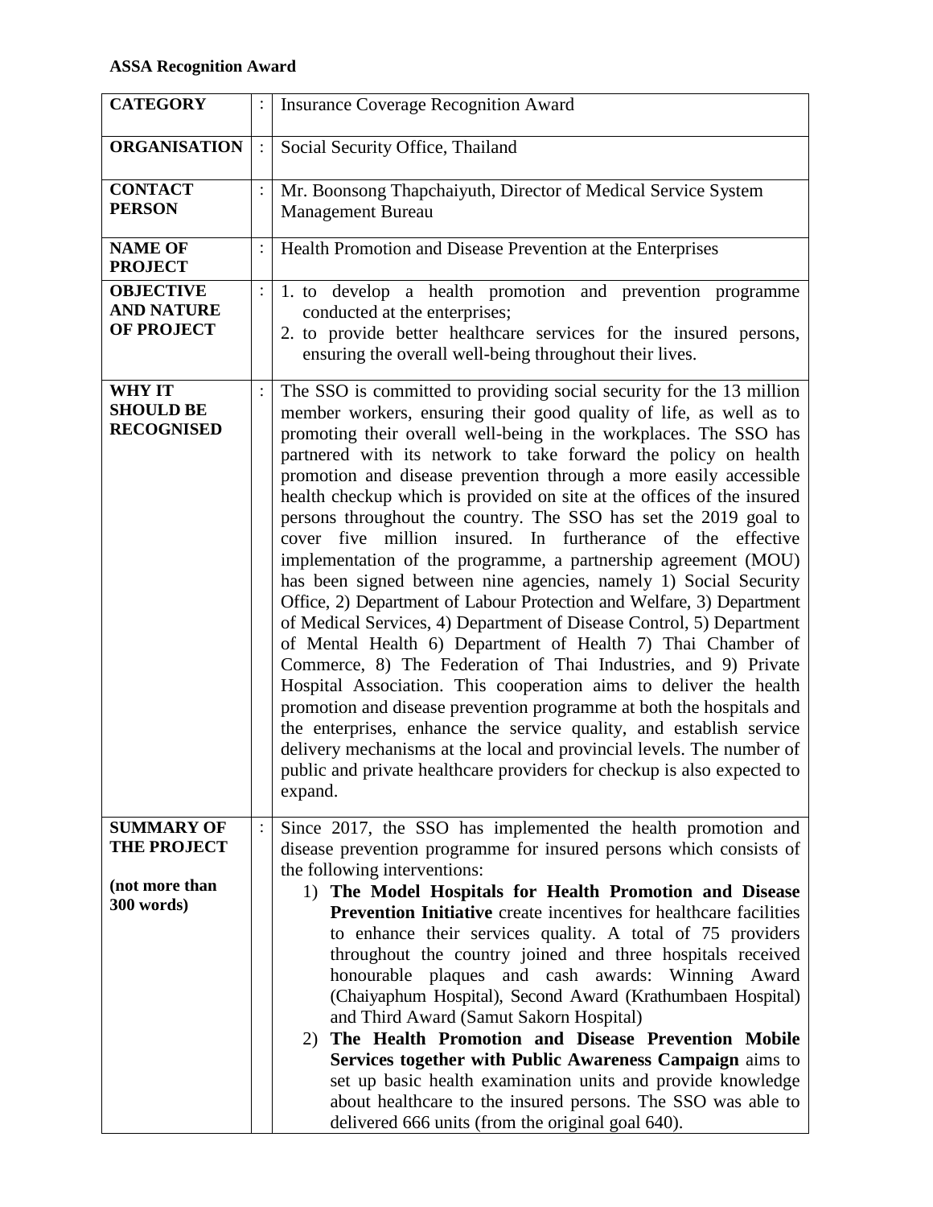**ASSA Recognition Award**

| | | |
|---|---|---|
| **CATEGORY** | : | Insurance Coverage Recognition Award |
| **ORGANISATION** | : | Social Security Office, Thailand |
| **CONTACT PERSON** | : | Mr. Boonsong Thapchaiyuth, Director of Medical Service System Management Bureau |
| **NAME OF PROJECT** | : | Health Promotion and Disease Prevention at the Enterprises |
| **OBJECTIVE AND NATURE OF PROJECT** | : | 1. to develop a health promotion and prevention programme conducted at the enterprises;<br>2. to provide better healthcare services for the insured persons, ensuring the overall well-being throughout their lives. |
| **WHY IT SHOULD BE RECOGNISED** | : | The SSO is committed to providing social security for the 13 million member workers, ensuring their good quality of life, as well as to promoting their overall well-being in the workplaces. The SSO has partnered with its network to take forward the policy on health promotion and disease prevention through a more easily accessible health checkup which is provided on site at the offices of the insured persons throughout the country. The SSO has set the 2019 goal to cover five million insured. In furtherance of the effective implementation of the programme, a partnership agreement (MOU) has been signed between nine agencies, namely 1) Social Security Office, 2) Department of Labour Protection and Welfare, 3) Department of Medical Services, 4) Department of Disease Control, 5) Department of Mental Health 6) Department of Health 7) Thai Chamber of Commerce, 8) The Federation of Thai Industries, and 9) Private Hospital Association. This cooperation aims to deliver the health promotion and disease prevention programme at both the hospitals and the enterprises, enhance the service quality, and establish service delivery mechanisms at the local and provincial levels. The number of public and private healthcare providers for checkup is also expected to expand. |
| **SUMMARY OF THE PROJECT**<br><br>**(not more than 300 words)** | : | Since 2017, the SSO has implemented the health promotion and disease prevention programme for insured persons which consists of the following interventions:<br>1) **The Model Hospitals for Health Promotion and Disease Prevention Initiative** create incentives for healthcare facilities to enhance their services quality. A total of 75 providers throughout the country joined and three hospitals received honourable plaques and cash awards: Winning Award (Chaiyaphum Hospital), Second Award (Krathumbaen Hospital) and Third Award (Samut Sakorn Hospital)<br>2) **The Health Promotion and Disease Prevention Mobile Services together with Public Awareness Campaign** aims to set up basic health examination units and provide knowledge about healthcare to the insured persons. The SSO was able to delivered 666 units (from the original goal 640). |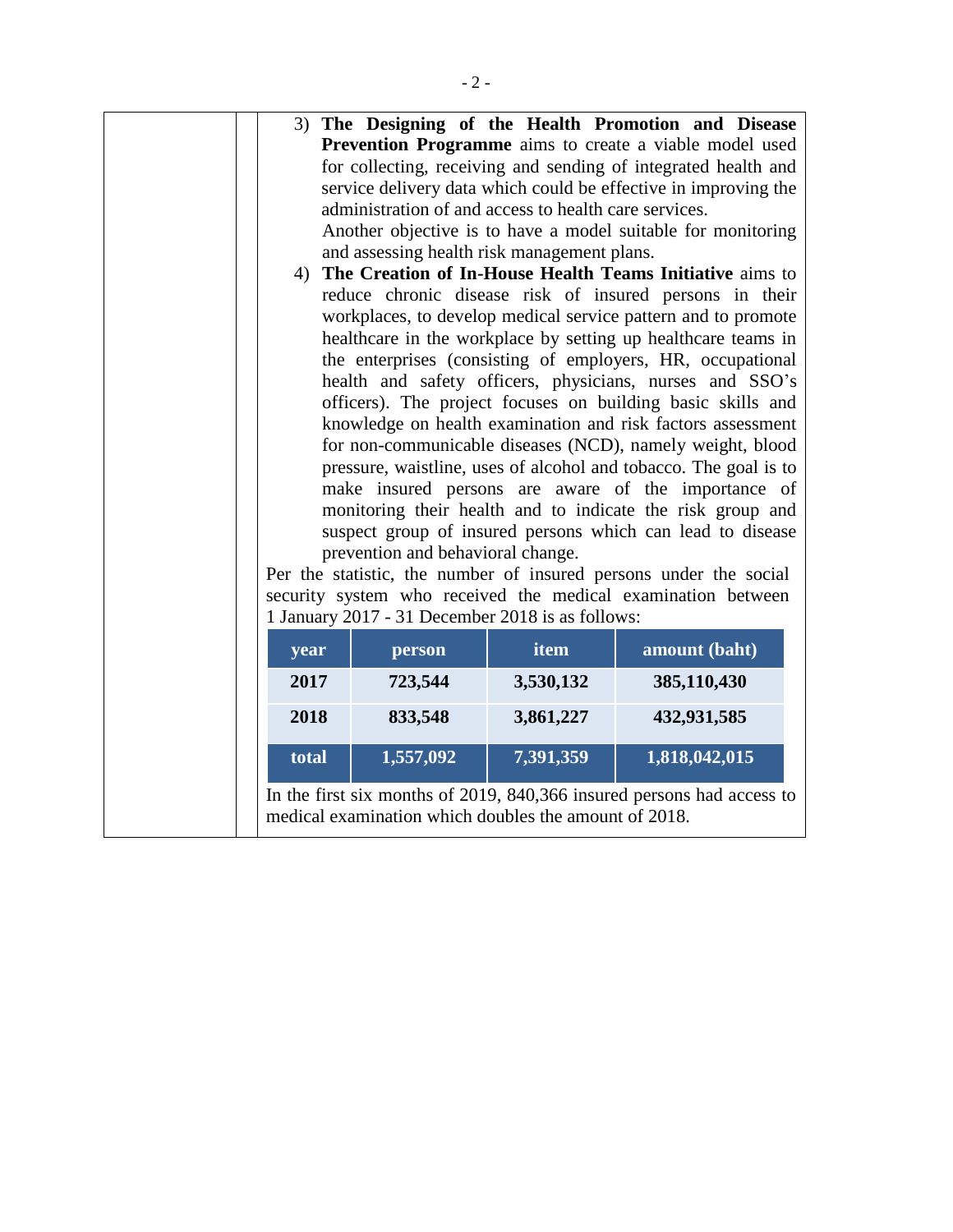3) **The Designing of the Health Promotion and Disease Prevention Programme** aims to create a viable model used for collecting, receiving and sending of integrated health and service delivery data which could be effective in improving the administration of and access to health care services.
   Another objective is to have a model suitable for monitoring and assessing health risk management plans.
4) **The Creation of In-House Health Teams Initiative** aims to reduce chronic disease risk of insured persons in their workplaces, to develop medical service pattern and to promote healthcare in the workplace by setting up healthcare teams in the enterprises (consisting of employers, HR, occupational health and safety officers, physicians, nurses and SSO's officers). The project focuses on building basic skills and knowledge on health examination and risk factors assessment for non-communicable diseases (NCD), namely weight, blood pressure, waistline, uses of alcohol and tobacco. The goal is to make insured persons are aware of the importance of monitoring their health and to indicate the risk group and suspect group of insured persons which can lead to disease prevention and behavioral change.

Per the statistic, the number of insured persons under the social security system who received the medical examination between 1 January 2017 - 31 December 2018 is as follows:

| year | person | item | amount (baht) |
|---|---|---|---|
| 2017 | 723,544 | 3,530,132 | 385,110,430 |
| 2018 | 833,548 | 3,861,227 | 432,931,585 |
| total | 1,557,092 | 7,391,359 | 1,818,042,015 |

In the first six months of 2019, 840,366 insured persons had access to medical examination which doubles the amount of 2018.